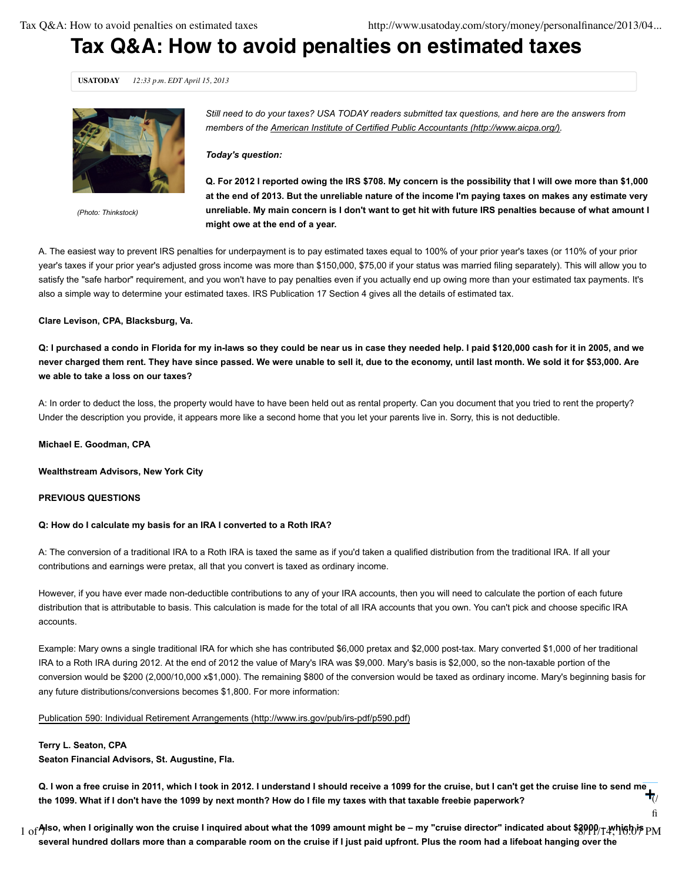# Tax Q&A: How to avoid penalties on estimated taxes

**USATODAY** *12:33 p.m. EDT April 15, 2013*

(Photo: Thinkstock)

*Still need to do your taxes? USA TODAY readers submitted tax questions, and here are the answers from members of the American Institute of Certified Public Accountants (http://www.aicpa.org/).*

***Today's question:***

**Q. For 2012 I reported owing the IRS $708. My concern is the possibility that I will owe more than $1,000 at the end of 2013. But the unreliable nature of the income I'm paying taxes on makes any estimate very unreliable. My main concern is I don't want to get hit with future IRS penalties because of what amount I might owe at the end of a year.**

A. The easiest way to prevent IRS penalties for underpayment is to pay estimated taxes equal to 100% of your prior year's taxes (or 110% of your prior year's taxes if your prior year's adjusted gross income was more than $150,000, $75,00 if your status was married filing separately). This will allow you to satisfy the "safe harbor" requirement, and you won't have to pay penalties even if you actually end up owing more than your estimated tax payments. It's also a simple way to determine your estimated taxes. IRS Publication 17 Section 4 gives all the details of estimated tax.

**Clare Levison, CPA, Blacksburg, Va.**

**Q: I purchased a condo in Florida for my in-laws so they could be near us in case they needed help. I paid $120,000 cash for it in 2005, and we never charged them rent. They have since passed. We were unable to sell it, due to the economy, until last month. We sold it for $53,000. Are we able to take a loss on our taxes?**

A: In order to deduct the loss, the property would have to have been held out as rental property. Can you document that you tried to rent the property? Under the description you provide, it appears more like a second home that you let your parents live in. Sorry, this is not deductible.

**Michael E. Goodman, CPA**

**Wealthstream Advisors, New York City**

**PREVIOUS QUESTIONS**

**Q: How do I calculate my basis for an IRA I converted to a Roth IRA?**

A: The conversion of a traditional IRA to a Roth IRA is taxed the same as if you'd taken a qualified distribution from the traditional IRA. If all your contributions and earnings were pretax, all that you convert is taxed as ordinary income.

However, if you have ever made non-deductible contributions to any of your IRA accounts, then you will need to calculate the portion of each future distribution that is attributable to basis. This calculation is made for the total of all IRA accounts that you own. You can't pick and choose specific IRA accounts.

Example: Mary owns a single traditional IRA for which she has contributed $6,000 pretax and $2,000 post-tax. Mary converted $1,000 of her traditional IRA to a Roth IRA during 2012. At the end of 2012 the value of Mary's IRA was $9,000. Mary's basis is $2,000, so the non-taxable portion of the conversion would be $200 (2,000/10,000 x$1,000). The remaining $800 of the conversion would be taxed as ordinary income. Mary's beginning basis for any future distributions/conversions becomes $1,800. For more information:

Publication 590: Individual Retirement Arrangements (http://www.irs.gov/pub/irs-pdf/p590.pdf)

**Terry L. Seaton, CPA**
**Seaton Financial Advisors, St. Augustine, Fla.**

**Q. I won a free cruise in 2011, which I took in 2012. I understand I should receive a 1099 for the cruise, but I can't get the cruise line to send me the 1099. What if I don't have the 1099 by next month? How do I file my taxes with that taxable freebie paperwork?**

**Also, when I originally won the cruise I inquired about what the 1099 amount might be – my "cruise director" indicated about $2000 – which is several hundred dollars more than a comparable room on the cruise if I just paid upfront. Plus the room had a lifeboat hanging over the**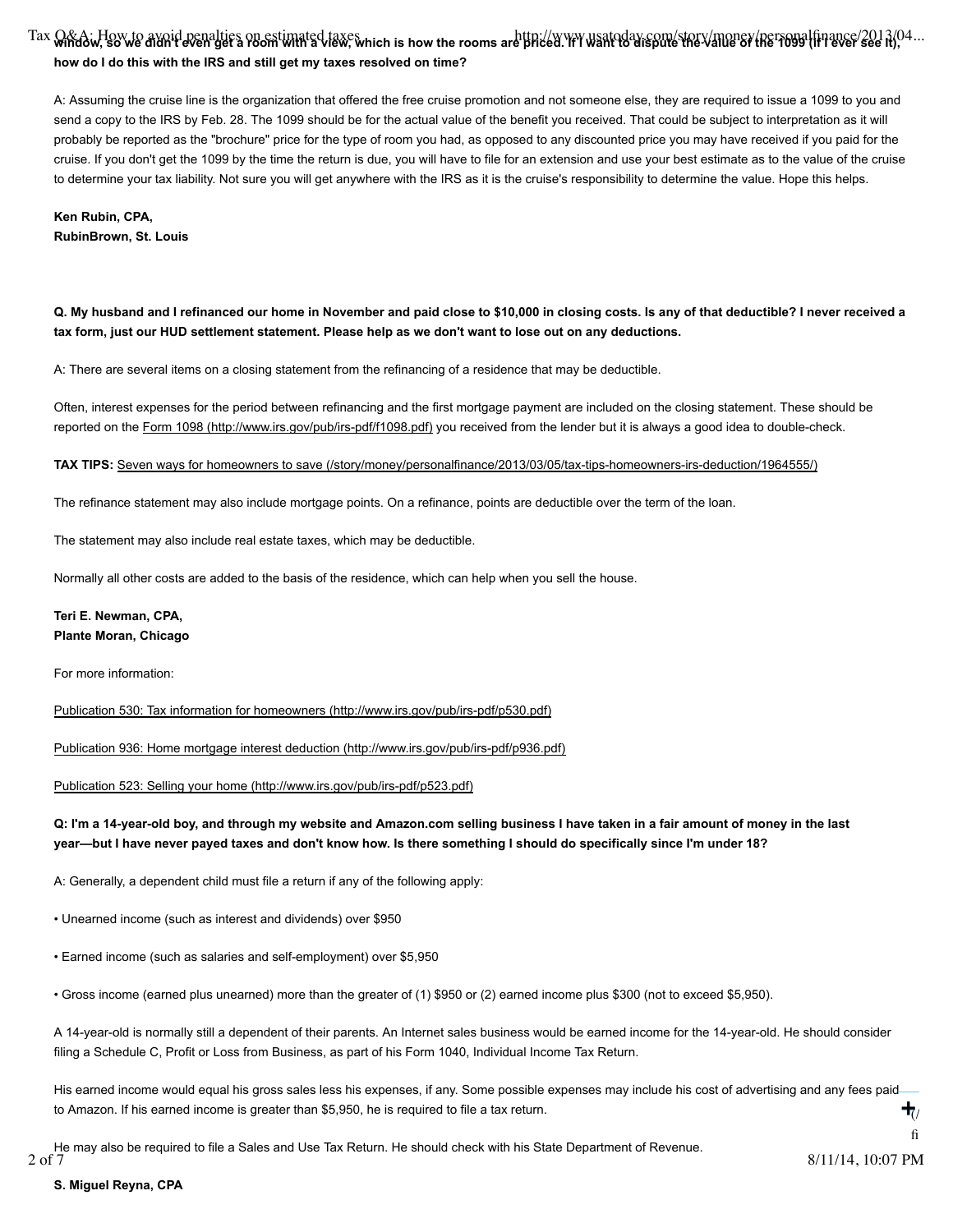**window, so we didn't even get a room with a view, which is how the rooms are priced. If I want to dispute the value of the 1099 (if I ever see it), how do I do this with the IRS and still get my taxes resolved on time?**

A: Assuming the cruise line is the organization that offered the free cruise promotion and not someone else, they are required to issue a 1099 to you and send a copy to the IRS by Feb. 28. The 1099 should be for the actual value of the benefit you received. That could be subject to interpretation as it will probably be reported as the "brochure" price for the type of room you had, as opposed to any discounted price you may have received if you paid for the cruise. If you don't get the 1099 by the time the return is due, you will have to file for an extension and use your best estimate as to the value of the cruise to determine your tax liability. Not sure you will get anywhere with the IRS as it is the cruise's responsibility to determine the value. Hope this helps.

**Ken Rubin, CPA,**
**RubinBrown, St. Louis**

**Q. My husband and I refinanced our home in November and paid close to $10,000 in closing costs. Is any of that deductible? I never received a tax form, just our HUD settlement statement. Please help as we don't want to lose out on any deductions.**

A: There are several items on a closing statement from the refinancing of a residence that may be deductible.

Often, interest expenses for the period between refinancing and the first mortgage payment are included on the closing statement. These should be reported on the Form 1098 (http://www.irs.gov/pub/irs-pdf/f1098.pdf) you received from the lender but it is always a good idea to double-check.

**TAX TIPS:** Seven ways for homeowners to save (/story/money/personalfinance/2013/03/05/tax-tips-homeowners-irs-deduction/1964555/)

The refinance statement may also include mortgage points. On a refinance, points are deductible over the term of the loan.

The statement may also include real estate taxes, which may be deductible.

Normally all other costs are added to the basis of the residence, which can help when you sell the house.

**Teri E. Newman, CPA,**
**Plante Moran, Chicago**

For more information:

Publication 530: Tax information for homeowners (http://www.irs.gov/pub/irs-pdf/p530.pdf)

Publication 936: Home mortgage interest deduction (http://www.irs.gov/pub/irs-pdf/p936.pdf)

Publication 523: Selling your home (http://www.irs.gov/pub/irs-pdf/p523.pdf)

**Q: I'm a 14-year-old boy, and through my website and Amazon.com selling business I have taken in a fair amount of money in the last year—but I have never payed taxes and don't know how. Is there something I should do specifically since I'm under 18?**

A: Generally, a dependent child must file a return if any of the following apply:

• Unearned income (such as interest and dividends) over $950

• Earned income (such as salaries and self-employment) over $5,950

• Gross income (earned plus unearned) more than the greater of (1) $950 or (2) earned income plus $300 (not to exceed $5,950).

A 14-year-old is normally still a dependent of their parents. An Internet sales business would be earned income for the 14-year-old. He should consider filing a Schedule C, Profit or Loss from Business, as part of his Form 1040, Individual Income Tax Return.

His earned income would equal his gross sales less his expenses, if any. Some possible expenses may include his cost of advertising and any fees paid to Amazon. If his earned income is greater than $5,950, he is required to file a tax return.

He may also be required to file a Sales and Use Tax Return. He should check with his State Department of Revenue.

**S. Miguel Reyna, CPA**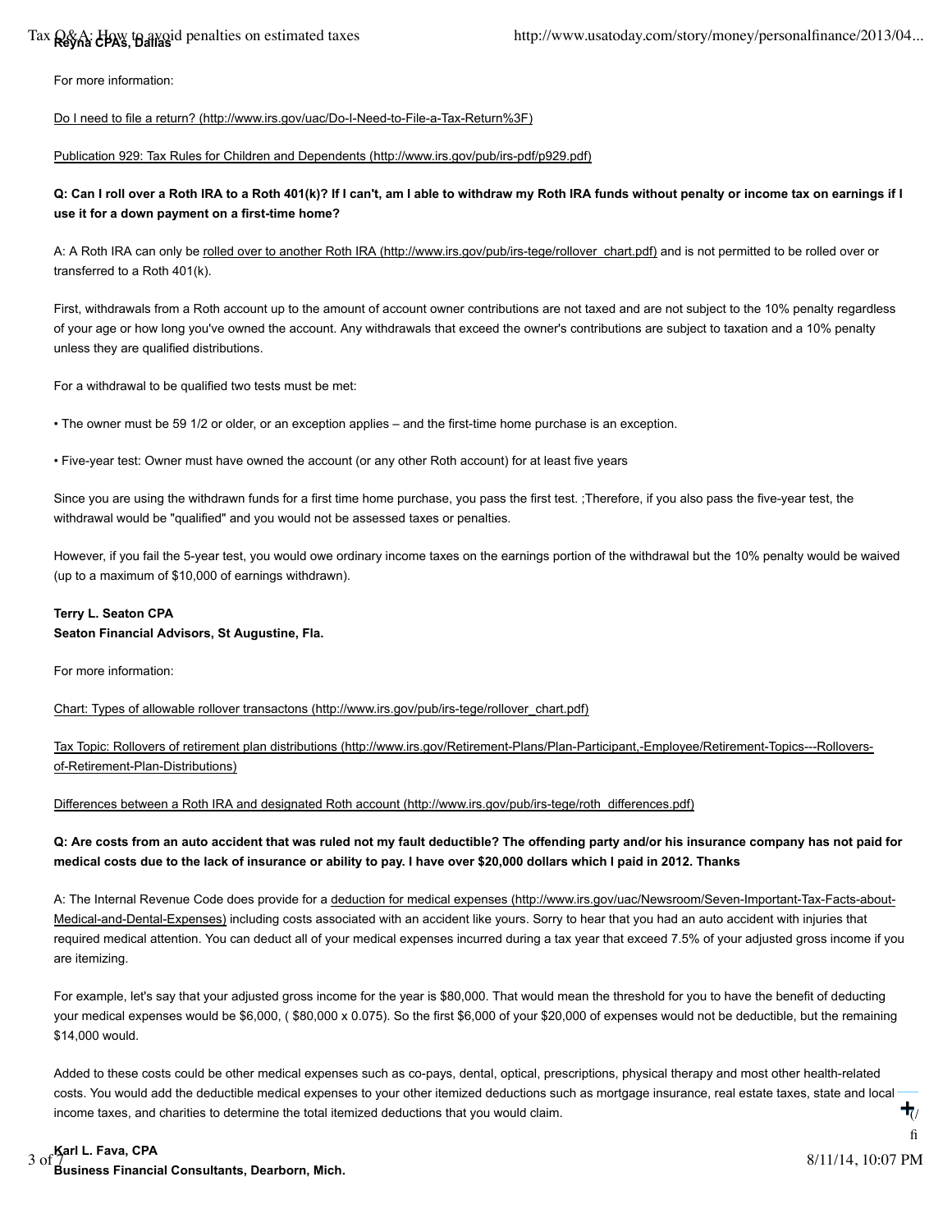**Reyna CPAs, Dallas**

For more information:

Do I need to file a return? (http://www.irs.gov/uac/Do-I-Need-to-File-a-Tax-Return%3F)

Publication 929: Tax Rules for Children and Dependents (http://www.irs.gov/pub/irs-pdf/p929.pdf)

**Q: Can I roll over a Roth IRA to a Roth 401(k)? If I can't, am I able to withdraw my Roth IRA funds without penalty or income tax on earnings if I use it for a down payment on a first-time home?**

A: A Roth IRA can only be rolled over to another Roth IRA (http://www.irs.gov/pub/irs-tege/rollover_chart.pdf) and is not permitted to be rolled over or transferred to a Roth 401(k).

First, withdrawals from a Roth account up to the amount of account owner contributions are not taxed and are not subject to the 10% penalty regardless of your age or how long you've owned the account. Any withdrawals that exceed the owner's contributions are subject to taxation and a 10% penalty unless they are qualified distributions.

For a withdrawal to be qualified two tests must be met:

• The owner must be 59 1/2 or older, or an exception applies – and the first-time home purchase is an exception.

• Five-year test: Owner must have owned the account (or any other Roth account) for at least five years

Since you are using the withdrawn funds for a first time home purchase, you pass the first test. ;Therefore, if you also pass the five-year test, the withdrawal would be "qualified" and you would not be assessed taxes or penalties.

However, if you fail the 5-year test, you would owe ordinary income taxes on the earnings portion of the withdrawal but the 10% penalty would be waived (up to a maximum of $10,000 of earnings withdrawn).

**Terry L. Seaton CPA**
**Seaton Financial Advisors, St Augustine, Fla.**

For more information:

Chart: Types of allowable rollover transactons (http://www.irs.gov/pub/irs-tege/rollover_chart.pdf)

Tax Topic: Rollovers of retirement plan distributions (http://www.irs.gov/Retirement-Plans/Plan-Participant,-Employee/Retirement-Topics---Rollovers-of-Retirement-Plan-Distributions)

Differences between a Roth IRA and designated Roth account (http://www.irs.gov/pub/irs-tege/roth_differences.pdf)

**Q: Are costs from an auto accident that was ruled not my fault deductible? The offending party and/or his insurance company has not paid for medical costs due to the lack of insurance or ability to pay. I have over $20,000 dollars which I paid in 2012. Thanks**

A: The Internal Revenue Code does provide for a deduction for medical expenses (http://www.irs.gov/uac/Newsroom/Seven-Important-Tax-Facts-about-Medical-and-Dental-Expenses) including costs associated with an accident like yours. Sorry to hear that you had an auto accident with injuries that required medical attention. You can deduct all of your medical expenses incurred during a tax year that exceed 7.5% of your adjusted gross income if you are itemizing.

For example, let's say that your adjusted gross income for the year is $80,000. That would mean the threshold for you to have the benefit of deducting your medical expenses would be $6,000, ( $80,000 x 0.075). So the first $6,000 of your $20,000 of expenses would not be deductible, but the remaining $14,000 would.

Added to these costs could be other medical expenses such as co-pays, dental, optical, prescriptions, physical therapy and most other health-related costs. You would add the deductible medical expenses to your other itemized deductions such as mortgage insurance, real estate taxes, state and local income taxes, and charities to determine the total itemized deductions that you would claim.

**Karl L. Fava, CPA**
**Business Financial Consultants, Dearborn, Mich.**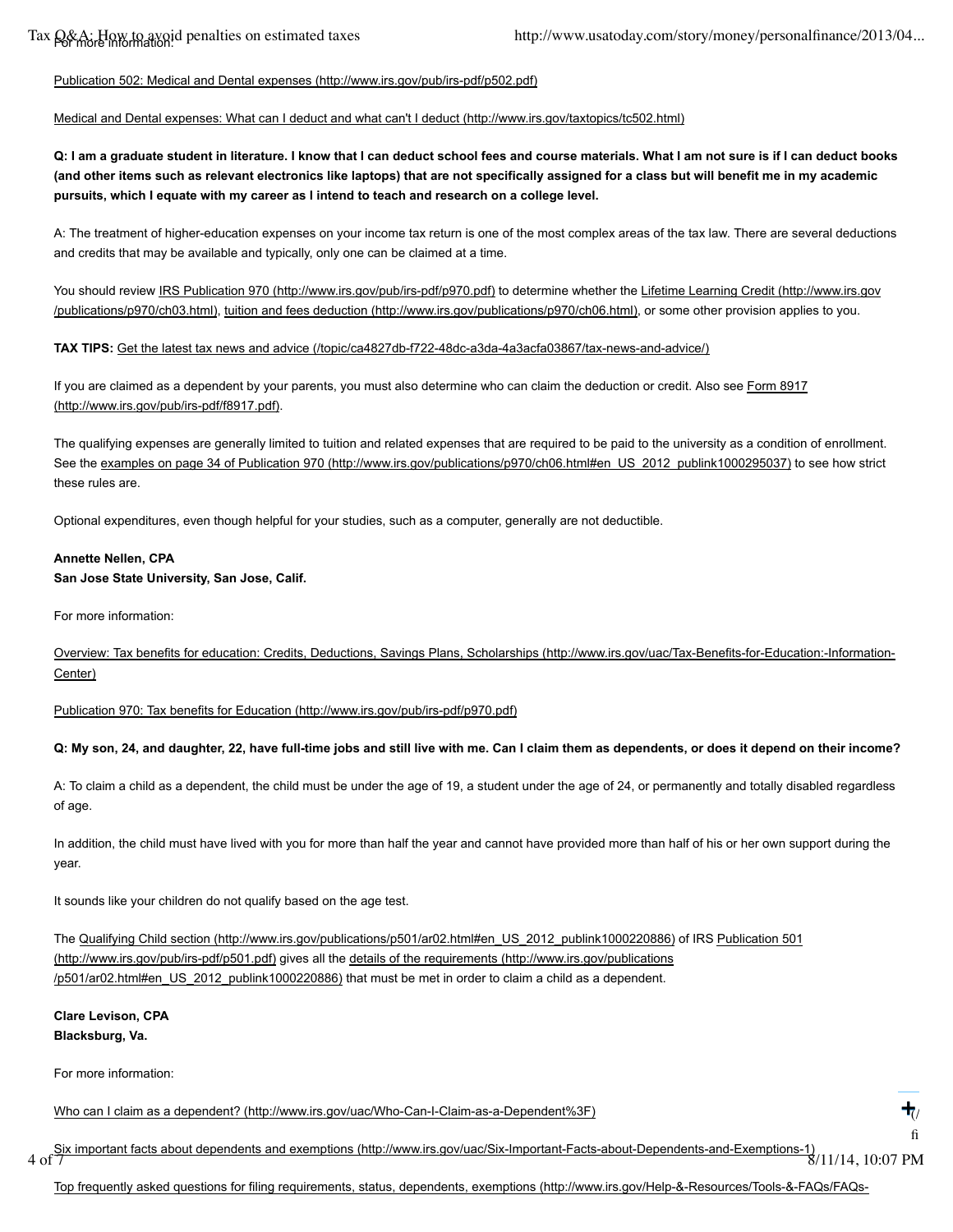For more information:

Publication 502: Medical and Dental expenses (http://www.irs.gov/pub/irs-pdf/p502.pdf)

Medical and Dental expenses: What can I deduct and what can't I deduct (http://www.irs.gov/taxtopics/tc502.html)

**Q: I am a graduate student in literature. I know that I can deduct school fees and course materials. What I am not sure is if I can deduct books (and other items such as relevant electronics like laptops) that are not specifically assigned for a class but will benefit me in my academic pursuits, which I equate with my career as I intend to teach and research on a college level.**

A: The treatment of higher-education expenses on your income tax return is one of the most complex areas of the tax law. There are several deductions and credits that may be available and typically, only one can be claimed at a time.

You should review IRS Publication 970 (http://www.irs.gov/pub/irs-pdf/p970.pdf) to determine whether the Lifetime Learning Credit (http://www.irs.gov/publications/p970/ch03.html), tuition and fees deduction (http://www.irs.gov/publications/p970/ch06.html), or some other provision applies to you.

**TAX TIPS:** Get the latest tax news and advice (/topic/ca4827db-f722-48dc-a3da-4a3acfa03867/tax-news-and-advice/)

If you are claimed as a dependent by your parents, you must also determine who can claim the deduction or credit. Also see Form 8917 (http://www.irs.gov/pub/irs-pdf/f8917.pdf).

The qualifying expenses are generally limited to tuition and related expenses that are required to be paid to the university as a condition of enrollment. See the examples on page 34 of Publication 970 (http://www.irs.gov/publications/p970/ch06.html#en_US_2012_publink1000295037) to see how strict these rules are.

Optional expenditures, even though helpful for your studies, such as a computer, generally are not deductible.

**Annette Nellen, CPA**
**San Jose State University, San Jose, Calif.**

For more information:

Overview: Tax benefits for education: Credits, Deductions, Savings Plans, Scholarships (http://www.irs.gov/uac/Tax-Benefits-for-Education:-Information-Center)

Publication 970: Tax benefits for Education (http://www.irs.gov/pub/irs-pdf/p970.pdf)

**Q: My son, 24, and daughter, 22, have full-time jobs and still live with me. Can I claim them as dependents, or does it depend on their income?**

A: To claim a child as a dependent, the child must be under the age of 19, a student under the age of 24, or permanently and totally disabled regardless of age.

In addition, the child must have lived with you for more than half the year and cannot have provided more than half of his or her own support during the year.

It sounds like your children do not qualify based on the age test.

The Qualifying Child section (http://www.irs.gov/publications/p501/ar02.html#en_US_2012_publink1000220886) of IRS Publication 501 (http://www.irs.gov/pub/irs-pdf/p501.pdf) gives all the details of the requirements (http://www.irs.gov/publications/p501/ar02.html#en_US_2012_publink1000220886) that must be met in order to claim a child as a dependent.

**Clare Levison, CPA**
**Blacksburg, Va.**

For more information:

Who can I claim as a dependent? (http://www.irs.gov/uac/Who-Can-I-Claim-as-a-Dependent%3F)

Six important facts about dependents and exemptions (http://www.irs.gov/uac/Six-Important-Facts-about-Dependents-and-Exemptions-1)

Top frequently asked questions for filing requirements, status, dependents, exemptions (http://www.irs.gov/Help-&-Resources/Tools-&-FAQs/FAQs-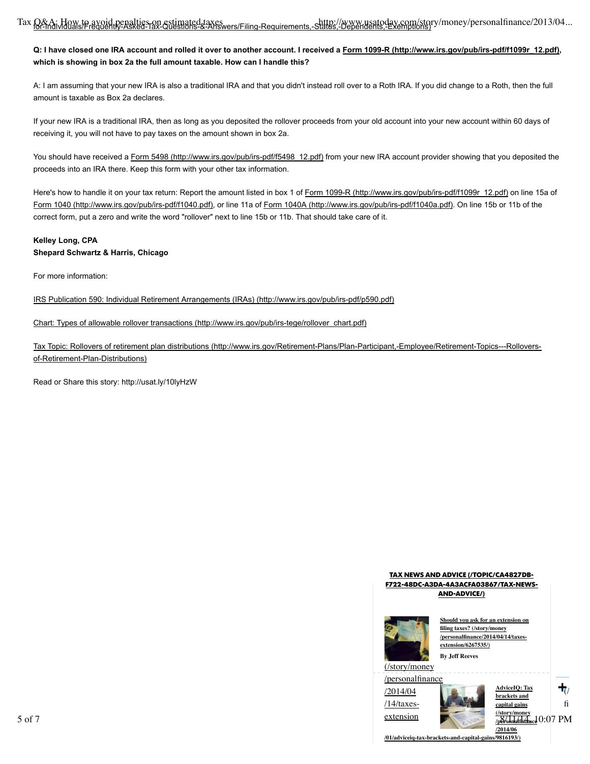**Q: I have closed one IRA account and rolled it over to another account. I received a Form 1099-R (http://www.irs.gov/pub/irs-pdf/f1099r_12.pdf), which is showing in box 2a the full amount taxable. How can I handle this?**

A: I am assuming that your new IRA is also a traditional IRA and that you didn't instead roll over to a Roth IRA. If you did change to a Roth, then the full amount is taxable as Box 2a declares.

If your new IRA is a traditional IRA, then as long as you deposited the rollover proceeds from your old account into your new account within 60 days of receiving it, you will not have to pay taxes on the amount shown in box 2a.

You should have received a Form 5498 (http://www.irs.gov/pub/irs-pdf/f5498_12.pdf) from your new IRA account provider showing that you deposited the proceeds into an IRA there. Keep this form with your other tax information.

Here's how to handle it on your tax return: Report the amount listed in box 1 of Form 1099-R (http://www.irs.gov/pub/irs-pdf/f1099r_12.pdf) on line 15a of Form 1040 (http://www.irs.gov/pub/irs-pdf/f1040.pdf), or line 11a of Form 1040A (http://www.irs.gov/pub/irs-pdf/f1040a.pdf). On line 15b or 11b of the correct form, put a zero and write the word "rollover" next to line 15b or 11b. That should take care of it.

**Kelley Long, CPA**
**Shepard Schwartz & Harris, Chicago**

For more information:

IRS Publication 590: Individual Retirement Arrangements (IRAs) (http://www.irs.gov/pub/irs-pdf/p590.pdf)

Chart: Types of allowable rollover transactions (http://www.irs.gov/pub/irs-tege/rollover_chart.pdf)

Tax Topic: Rollovers of retirement plan distributions (http://www.irs.gov/Retirement-Plans/Plan-Participant,-Employee/Retirement-Topics---Rollovers-of-Retirement-Plan-Distributions)

Read or Share this story: http://usat.ly/10lyHzW

**TAX NEWS AND ADVICE (/TOPIC/CA4827DB-F722-48DC-A3DA-4A3ACFA03867/TAX-NEWS-AND-ADVICE/)**

**Should you ask for an extension on filing taxes? (/story/money/personalfinance/2014/04/14/taxes-extension/6267535/)**

**By Jeff Reeves**

(/story/money/personalfinance/2014/04/14/taxes-extension

**AdviceIQ: Tax brackets and capital gains (/story/money/personalfinance/2014/06/01/adviceiq-tax-brackets-and-capital-gains/9816193/)**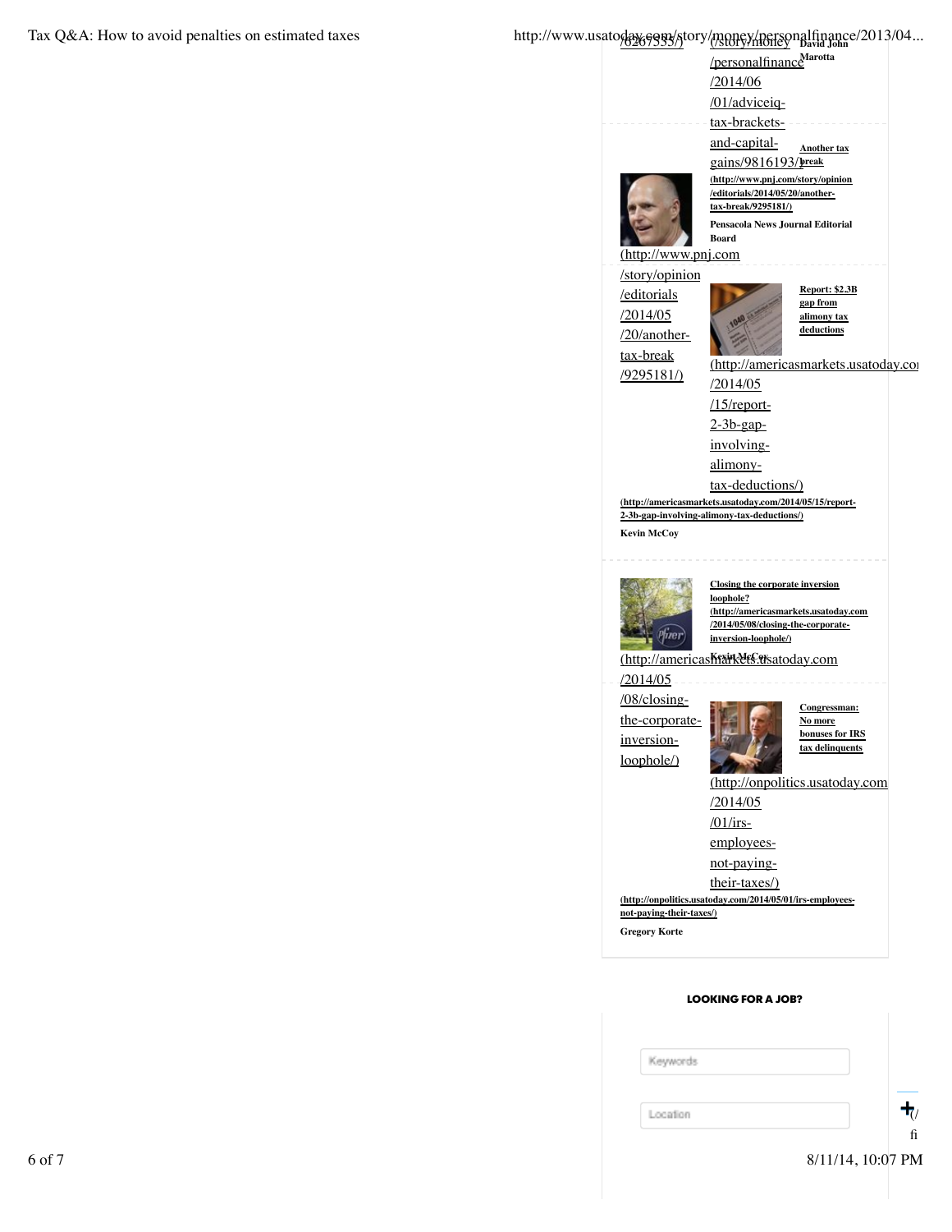/6267535/) (/story/money/personalfinance/2014/06/01/adviceiq-tax-brackets-and-capital-gains/9816193/)

David John Marotta

**[Another tax break](http://www.pnj.com/story/opinion/editorials/2014/05/20/another-tax-break/9295181/)**

(http://www.pnj.com/story/opinion/editorials/2014/05/20/another-tax-break/9295181/)

**Pensacola News Journal Editorial Board**

(http://www.pnj.com/story/opinion/editorials/2014/05/20/another-tax-break/9295181/)

**[Report: $2.3B gap from alimony tax deductions](http://americasmarkets.usatoday.com/2014/05/15/report-2-3b-gap-involving-alimony-tax-deductions/)**

(http://americasmarkets.usatoday.com/2014/05/15/report-2-3b-gap-involving-alimony-tax-deductions/)

(http://americasmarkets.usatoday.com/2014/05/15/report-2-3b-gap-involving-alimony-tax-deductions/)

**Kevin McCoy**

**[Closing the corporate inversion loophole?](http://americasmarkets.usatoday.com/2014/05/08/closing-the-corporate-inversion-loophole/)**

(http://americasmarkets.usatoday.com/2014/05/08/closing-the-corporate-inversion-loophole/)

**Kevin McCoy**

(http://americasmarkets.usatoday.com/2014/05/08/closing-the-corporate-inversion-loophole/)

**[Congressman: No more bonuses for IRS tax delinquents](http://onpolitics.usatoday.com/2014/05/01/irs-employees-not-paying-their-taxes/)**

(http://onpolitics.usatoday.com/2014/05/01/irs-employees-not-paying-their-taxes/)

(http://onpolitics.usatoday.com/2014/05/01/irs-employees-not-paying-their-taxes/)

**Gregory Korte**

**LOOKING FOR A JOB?**

Keywords

Location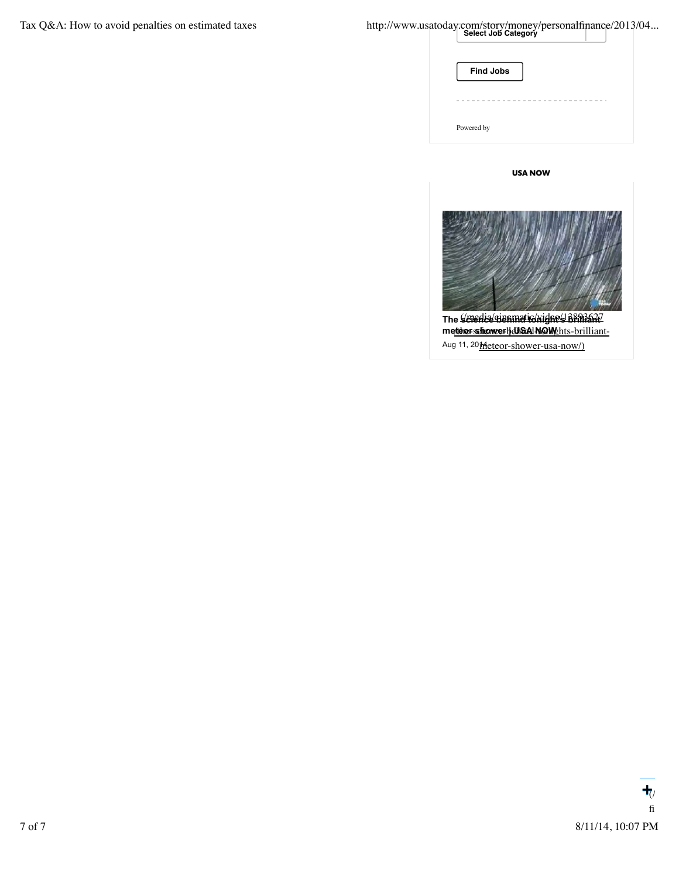Select Job Category

Find Jobs

Powered by

USA NOW

The science behind tonight's brilliant meteor shower | USA NOW

(/media/cinematic/video/13893627/the-science-behind-tonights-brilliant-meteor-shower-usa-now/)

Aug 11, 2014